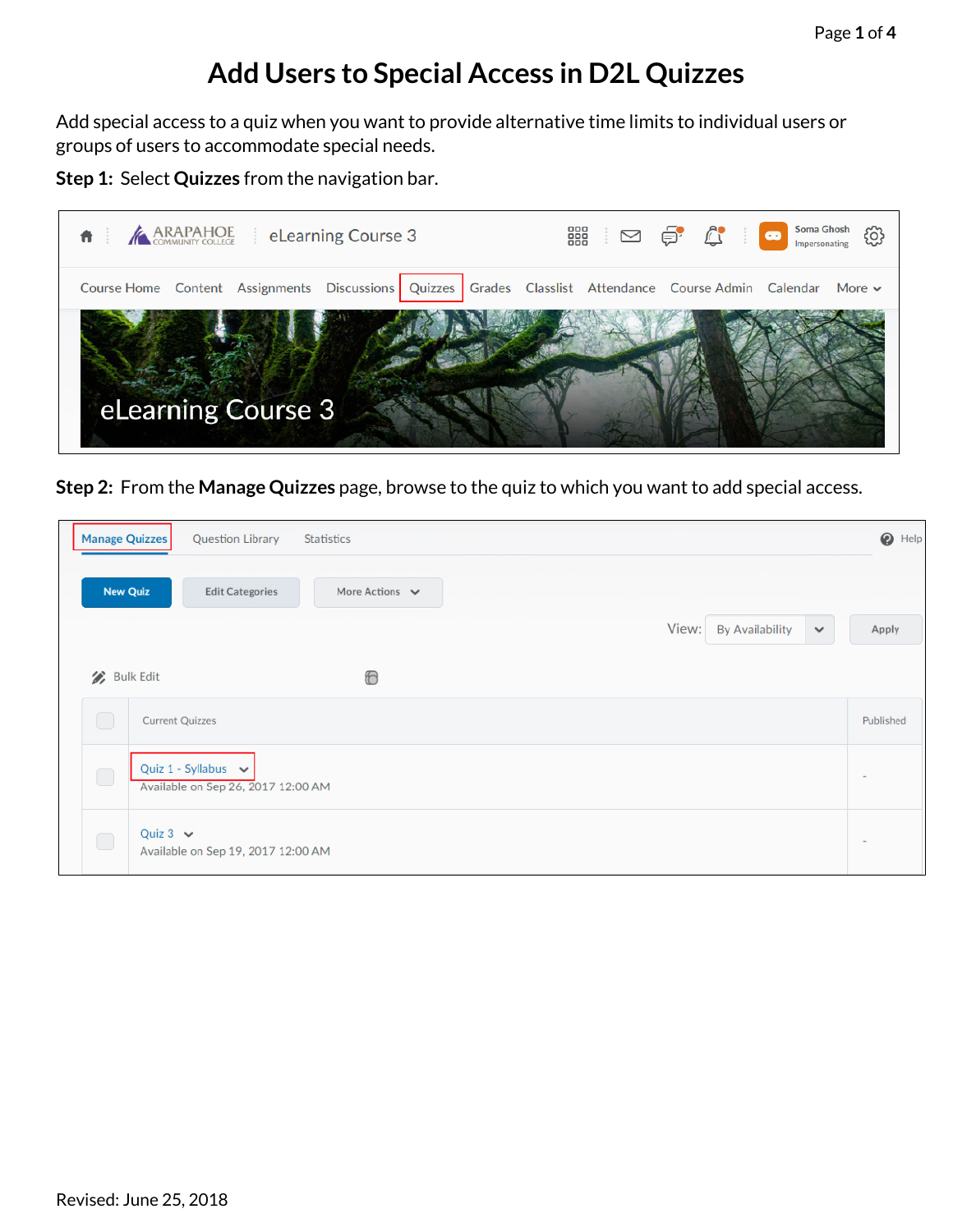# Add Users to Special Access in D2L Quizzes

Add special access to a quiz when you want to provide alternative time limits to individual users or groups of users to accommodate special needs.

**Step 1:** Select **Quizzes** from the navigation bar.

**Step 2:** From the **Manage Quizzes** page, browse to the quiz to which you want to add special access.

Revised: June 25, 2018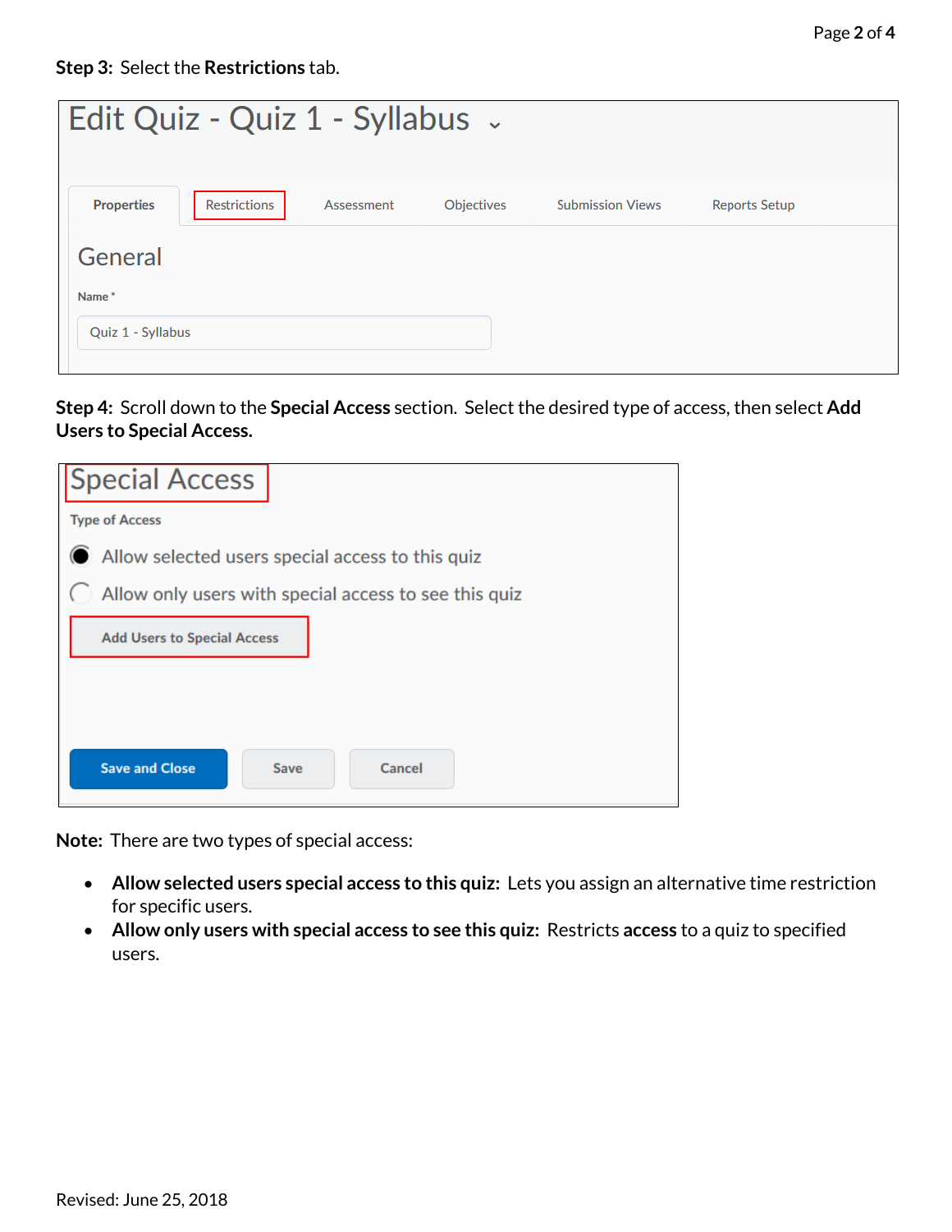**Step 3:** Select the **Restrictions** tab.

Edit Quiz - Quiz 1 - Syllabus

Properties | Restrictions | Assessment | Objectives | Submission Views | Reports Setup

General

Name *

Quiz 1 - Syllabus

**Step 4:** Scroll down to the **Special Access** section. Select the desired type of access, then select **Add Users to Special Access.**

Special Access

Type of Access

- Allow selected users special access to this quiz
- Allow only users with special access to see this quiz

Add Users to Special Access

Save and Close | Save | Cancel

**Note:** There are two types of special access:

- **Allow selected users special access to this quiz:** Lets you assign an alternative time restriction for specific users.
- **Allow only users with special access to see this quiz:** Restricts **access** to a quiz to specified users.

Revised: June 25, 2018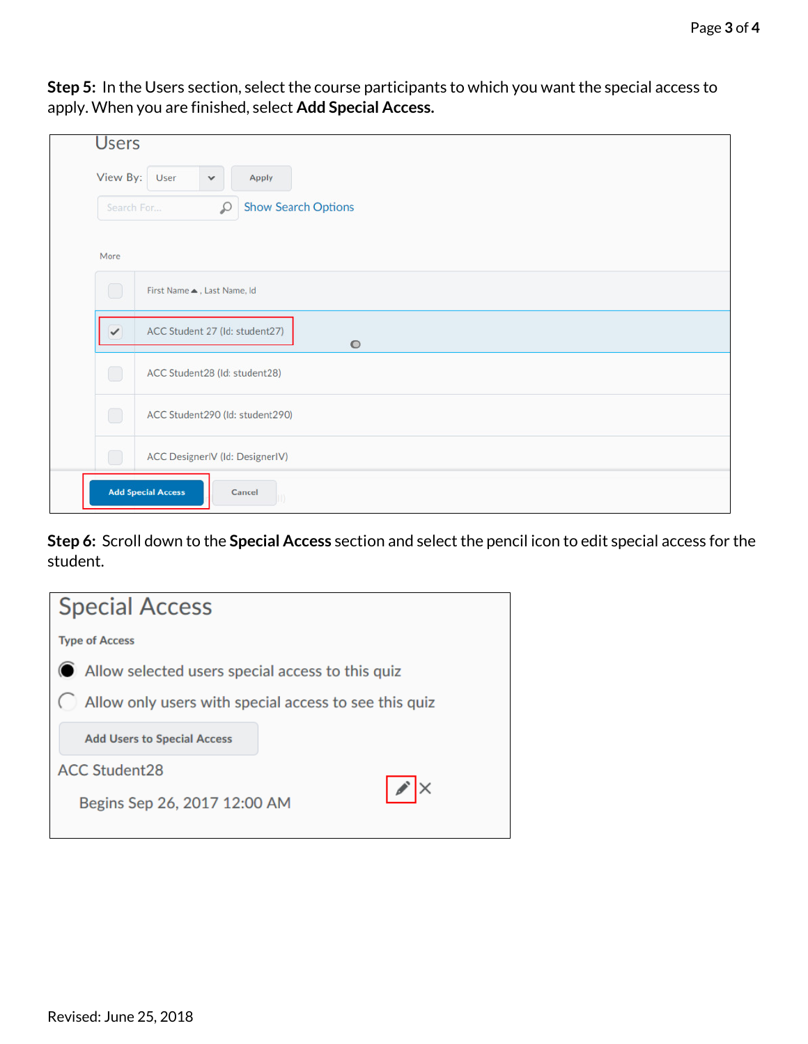**Step 5:** In the Users section, select the course participants to which you want the special access to apply. When you are finished, select **Add Special Access.**

**Step 6:** Scroll down to the **Special Access** section and select the pencil icon to edit special access for the student.

Revised: June 25, 2018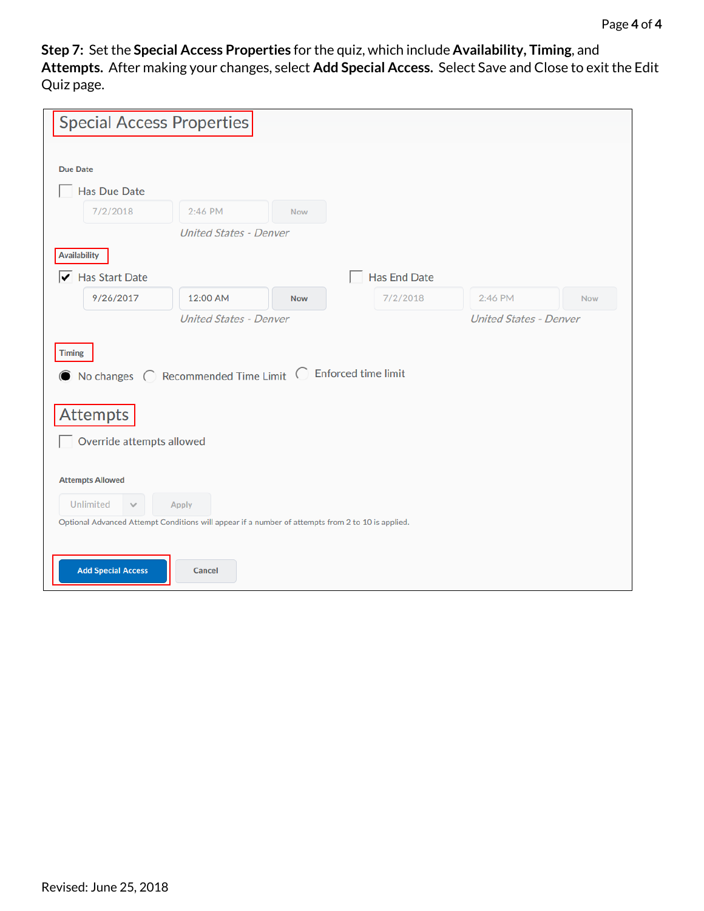**Step 7:** Set the **Special Access Properties** for the quiz, which include **Availability, Timing**, and **Attempts.** After making your changes, select **Add Special Access.** Select Save and Close to exit the Edit Quiz page.

Special Access Properties

Due Date

☐ Has Due Date
7/2/2018 2:46 PM Now
*United States - Denver*

Availability

☑ Has Start Date
9/26/2017 12:00 AM Now
*United States - Denver*

☐ Has End Date
7/2/2018 2:46 PM Now
*United States - Denver*

Timing

◉ No changes ◯ Recommended Time Limit ◯ Enforced time limit

Attempts

☐ Override attempts allowed

Attempts Allowed

Unlimited Apply

Optional Advanced Attempt Conditions will appear if a number of attempts from 2 to 10 is applied.

Add Special Access Cancel

Revised: June 25, 2018